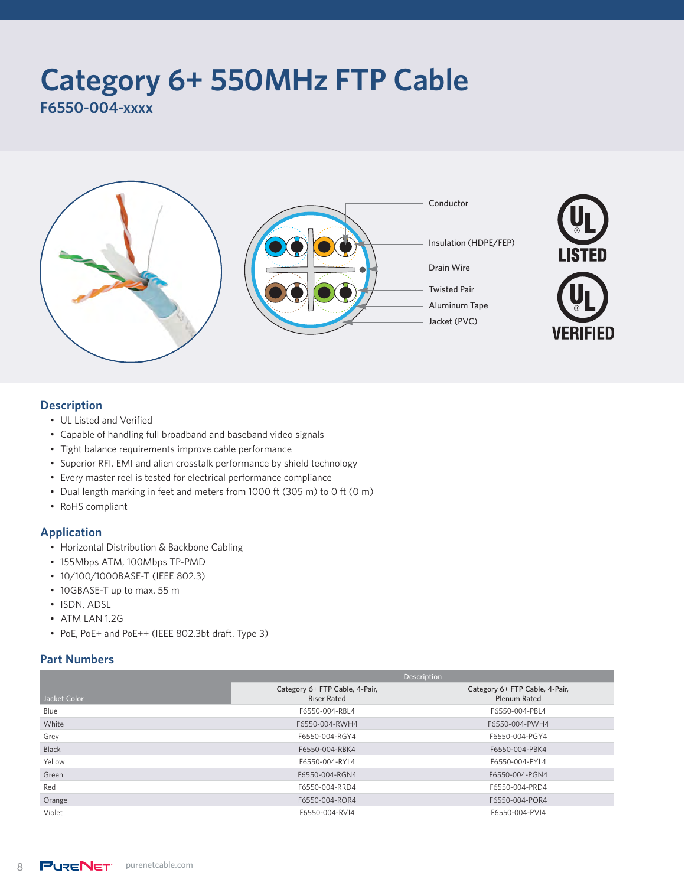# Category 6+ 550MHz FTP Cable

**F6550-004-xxxx**

Conductor

Insulation (HDPE/FEP)

Drain Wire

Twisted Pair

Aluminum Tape

Jacket (PVC)

UL LISTED

UL VERIFIED

## Description

- UL Listed and Verified
- Capable of handling full broadband and baseband video signals
- Tight balance requirements improve cable performance
- Superior RFI, EMI and alien crosstalk performance by shield technology
- Every master reel is tested for electrical performance compliance
- Dual length marking in feet and meters from 1000 ft (305 m) to 0 ft (0 m)
- RoHS compliant

## Application

- Horizontal Distribution & Backbone Cabling
- 155Mbps ATM, 100Mbps TP-PMD
- 10/100/1000BASE-T (IEEE 802.3)
- 10GBASE-T up to max. 55 m
- ISDN, ADSL
- ATM LAN 1.2G
- PoE, PoE+ and PoE++ (IEEE 802.3bt draft. Type 3)

## Part Numbers

| Jacket Color | Description | |
|---|---|---|
| | Category 6+ FTP Cable, 4-Pair, Riser Rated | Category 6+ FTP Cable, 4-Pair, Plenum Rated |
| Blue | F6550-004-RBL4 | F6550-004-PBL4 |
| White | F6550-004-RWH4 | F6550-004-PWH4 |
| Grey | F6550-004-RGY4 | F6550-004-PGY4 |
| Black | F6550-004-RBK4 | F6550-004-PBK4 |
| Yellow | F6550-004-RYL4 | F6550-004-PYL4 |
| Green | F6550-004-RGN4 | F6550-004-PGN4 |
| Red | F6550-004-RRD4 | F6550-004-PRD4 |
| Orange | F6550-004-ROR4 | F6550-004-POR4 |
| Violet | F6550-004-RVI4 | F6550-004-PVI4 |

PureNet purenetcable.com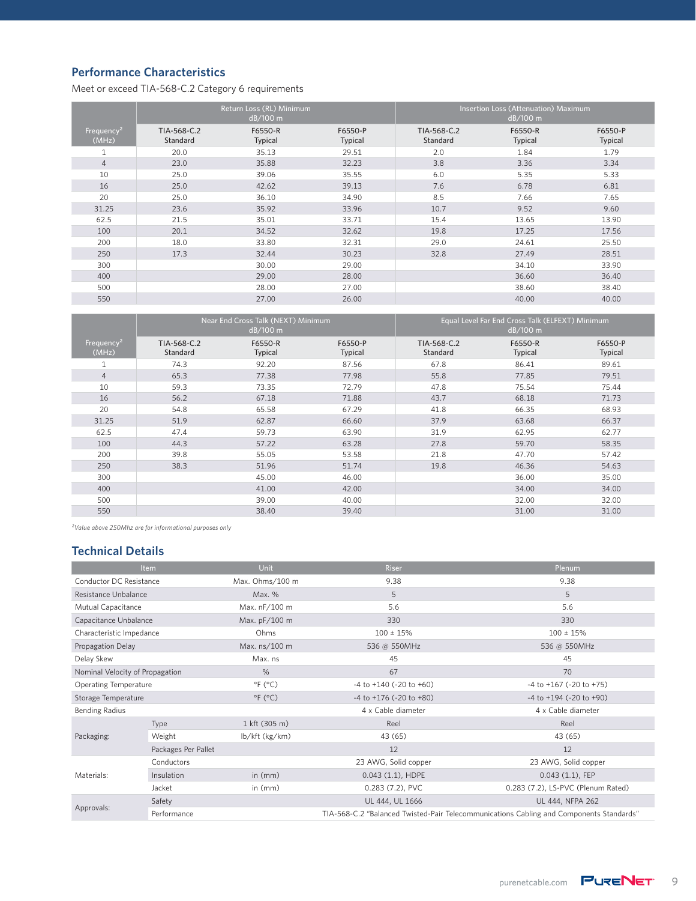## Performance Characteristics

Meet or exceed TIA-568-C.2 Category 6 requirements

| Frequency[2] (MHz) | Return Loss (RL) Minimum dB/100 m | | | Insertion Loss (Attenuation) Maximum dB/100 m | | |
|---|---|---|---|---|---|---|
| | TIA-568-C.2 Standard | F6550-R Typical | F6550-P Typical | TIA-568-C.2 Standard | F6550-R Typical | F6550-P Typical |
| 1 | 20.0 | 35.13 | 29.51 | 2.0 | 1.84 | 1.79 |
| 4 | 23.0 | 35.88 | 32.23 | 3.8 | 3.36 | 3.34 |
| 10 | 25.0 | 39.06 | 35.55 | 6.0 | 5.35 | 5.33 |
| 16 | 25.0 | 42.62 | 39.13 | 7.6 | 6.78 | 6.81 |
| 20 | 25.0 | 36.10 | 34.90 | 8.5 | 7.66 | 7.65 |
| 31.25 | 23.6 | 35.92 | 33.96 | 10.7 | 9.52 | 9.60 |
| 62.5 | 21.5 | 35.01 | 33.71 | 15.4 | 13.65 | 13.90 |
| 100 | 20.1 | 34.52 | 32.62 | 19.8 | 17.25 | 17.56 |
| 200 | 18.0 | 33.80 | 32.31 | 29.0 | 24.61 | 25.50 |
| 250 | 17.3 | 32.44 | 30.23 | 32.8 | 27.49 | 28.51 |
| 300 | | 30.00 | 29.00 | | 34.10 | 33.90 |
| 400 | | 29.00 | 28.00 | | 36.60 | 36.40 |
| 500 | | 28.00 | 27.00 | | 38.60 | 38.40 |
| 550 | | 27.00 | 26.00 | | 40.00 | 40.00 |

| Frequency[2] (MHz) | Near End Cross Talk (NEXT) Minimum dB/100 m | | | Equal Level Far End Cross Talk (ELFEXT) Minimum dB/100 m | | |
|---|---|---|---|---|---|---|
| | TIA-568-C.2 Standard | F6550-R Typical | F6550-P Typical | TIA-568-C.2 Standard | F6550-R Typical | F6550-P Typical |
| 1 | 74.3 | 92.20 | 87.56 | 67.8 | 86.41 | 89.61 |
| 4 | 65.3 | 77.38 | 77.98 | 55.8 | 77.85 | 79.51 |
| 10 | 59.3 | 73.35 | 72.79 | 47.8 | 75.54 | 75.44 |
| 16 | 56.2 | 67.18 | 71.88 | 43.7 | 68.18 | 71.73 |
| 20 | 54.8 | 65.58 | 67.29 | 41.8 | 66.35 | 68.93 |
| 31.25 | 51.9 | 62.87 | 66.60 | 37.9 | 63.68 | 66.37 |
| 62.5 | 47.4 | 59.73 | 63.90 | 31.9 | 62.95 | 62.77 |
| 100 | 44.3 | 57.22 | 63.28 | 27.8 | 59.70 | 58.35 |
| 200 | 39.8 | 55.05 | 53.58 | 21.8 | 47.70 | 57.42 |
| 250 | 38.3 | 51.96 | 51.74 | 19.8 | 46.36 | 54.63 |
| 300 | | 45.00 | 46.00 | | 36.00 | 35.00 |
| 400 | | 41.00 | 42.00 | | 34.00 | 34.00 |
| 500 | | 39.00 | 40.00 | | 32.00 | 32.00 |
| 550 | | 38.40 | 39.40 | | 31.00 | 31.00 |

*[2]Value above 250Mhz are for informational purposes only*

## Technical Details

| Item | | Unit | Riser | Plenum |
|---|---|---|---|---|
| Conductor DC Resistance | | Max. Ohms/100 m | 9.38 | 9.38 |
| Resistance Unbalance | | Max. % | 5 | 5 |
| Mutual Capacitance | | Max. nF/100 m | 5.6 | 5.6 |
| Capacitance Unbalance | | Max. pF/100 m | 330 | 330 |
| Characteristic Impedance | | Ohms | 100 ± 15% | 100 ± 15% |
| Propagation Delay | | Max. ns/100 m | 536 @ 550MHz | 536 @ 550MHz |
| Delay Skew | | Max. ns | 45 | 45 |
| Nominal Velocity of Propagation | | % | 67 | 70 |
| Operating Temperature | | °F (°C) | -4 to +140 (-20 to +60) | -4 to +167 (-20 to +75) |
| Storage Temperature | | °F (°C) | -4 to +176 (-20 to +80) | -4 to +194 (-20 to +90) |
| Bending Radius | | | 4 x Cable diameter | 4 x Cable diameter |
| Packaging: | Type | 1 kft (305 m) | Reel | Reel |
| | Weight | lb/kft (kg/km) | 43 (65) | 43 (65) |
| | Packages Per Pallet | | 12 | 12 |
| Materials: | Conductors | | 23 AWG, Solid copper | 23 AWG, Solid copper |
| | Insulation | in (mm) | 0.043 (1.1), HDPE | 0.043 (1.1), FEP |
| | Jacket | in (mm) | 0.283 (7.2), PVC | 0.283 (7.2), LS-PVC (Plenum Rated) |
| Approvals: | Safety | | UL 444, UL 1666 | UL 444, NFPA 262 |
| | Performance | | TIA-568-C.2 "Balanced Twisted-Pair Telecommunications Cabling and Components Standards" | |

purenetcable.com PureNet